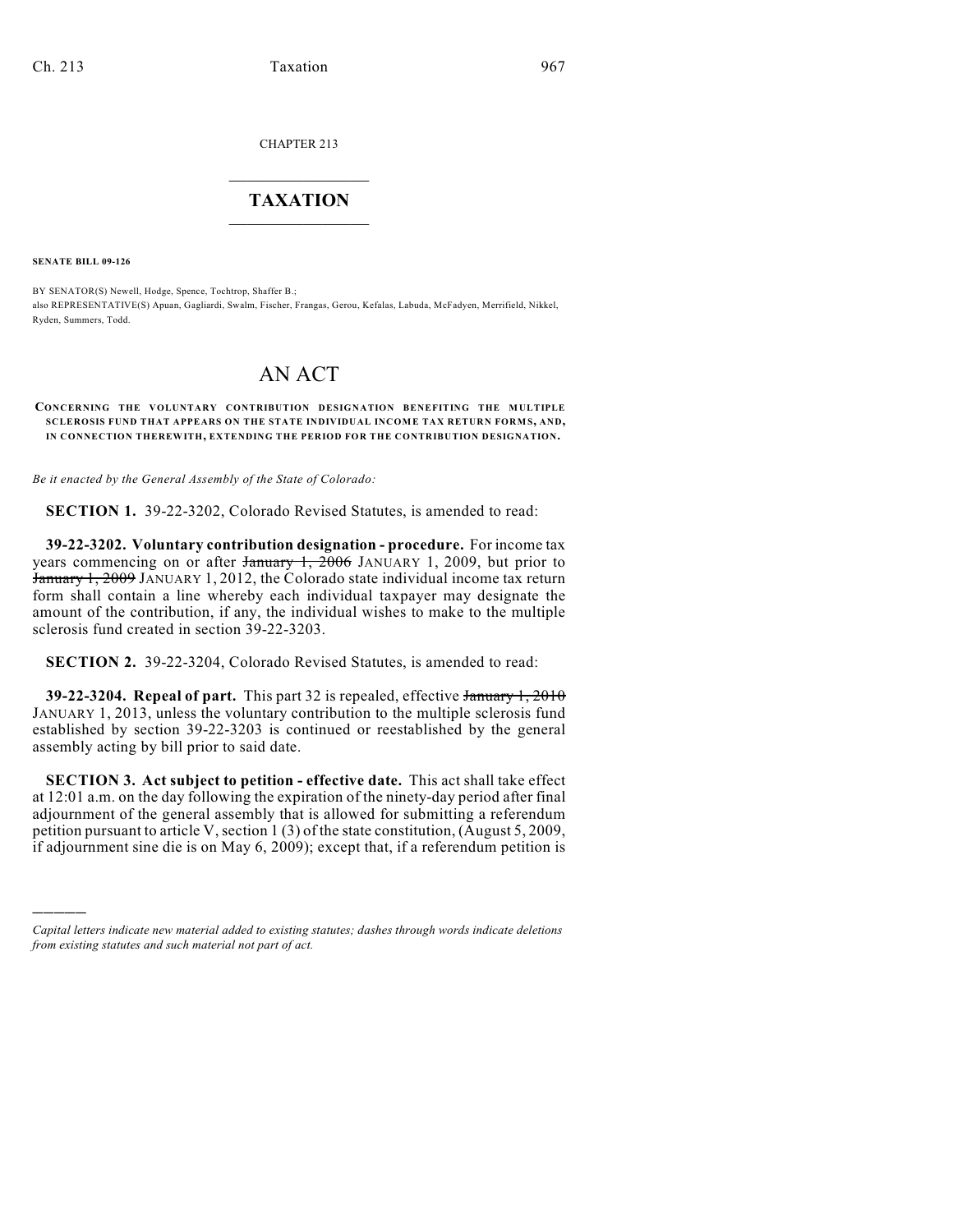CHAPTER 213

# TAXATION

**SENATE BILL 09-126**

BY SENATOR(S) Newell, Hodge, Spence, Tochtrop, Shaffer B.;
also REPRESENTATIVE(S) Apuan, Gagliardi, Swalm, Fischer, Frangas, Gerou, Kefalas, Labuda, McFadyen, Merrifield, Nikkel, Ryden, Summers, Todd.

# AN ACT

**CONCERNING THE VOLUNTARY CONTRIBUTION DESIGNATION BENEFITING THE MULTIPLE SCLEROSIS FUND THAT APPEARS ON THE STATE INDIVIDUAL INCOME TAX RETURN FORMS, AND, IN CONNECTION THEREWITH, EXTENDING THE PERIOD FOR THE CONTRIBUTION DESIGNATION.**

*Be it enacted by the General Assembly of the State of Colorado:*

**SECTION 1.** 39-22-3202, Colorado Revised Statutes, is amended to read:

**39-22-3202. Voluntary contribution designation - procedure.** For income tax years commencing on or after ~~January 1, 2006~~ JANUARY 1, 2009, but prior to ~~January 1, 2009~~ JANUARY 1, 2012, the Colorado state individual income tax return form shall contain a line whereby each individual taxpayer may designate the amount of the contribution, if any, the individual wishes to make to the multiple sclerosis fund created in section 39-22-3203.

**SECTION 2.** 39-22-3204, Colorado Revised Statutes, is amended to read:

**39-22-3204. Repeal of part.** This part 32 is repealed, effective ~~January 1, 2010~~ JANUARY 1, 2013, unless the voluntary contribution to the multiple sclerosis fund established by section 39-22-3203 is continued or reestablished by the general assembly acting by bill prior to said date.

**SECTION 3. Act subject to petition - effective date.** This act shall take effect at 12:01 a.m. on the day following the expiration of the ninety-day period after final adjournment of the general assembly that is allowed for submitting a referendum petition pursuant to article V, section 1 (3) of the state constitution, (August 5, 2009, if adjournment sine die is on May 6, 2009); except that, if a referendum petition is

*Capital letters indicate new material added to existing statutes; dashes through words indicate deletions from existing statutes and such material not part of act.*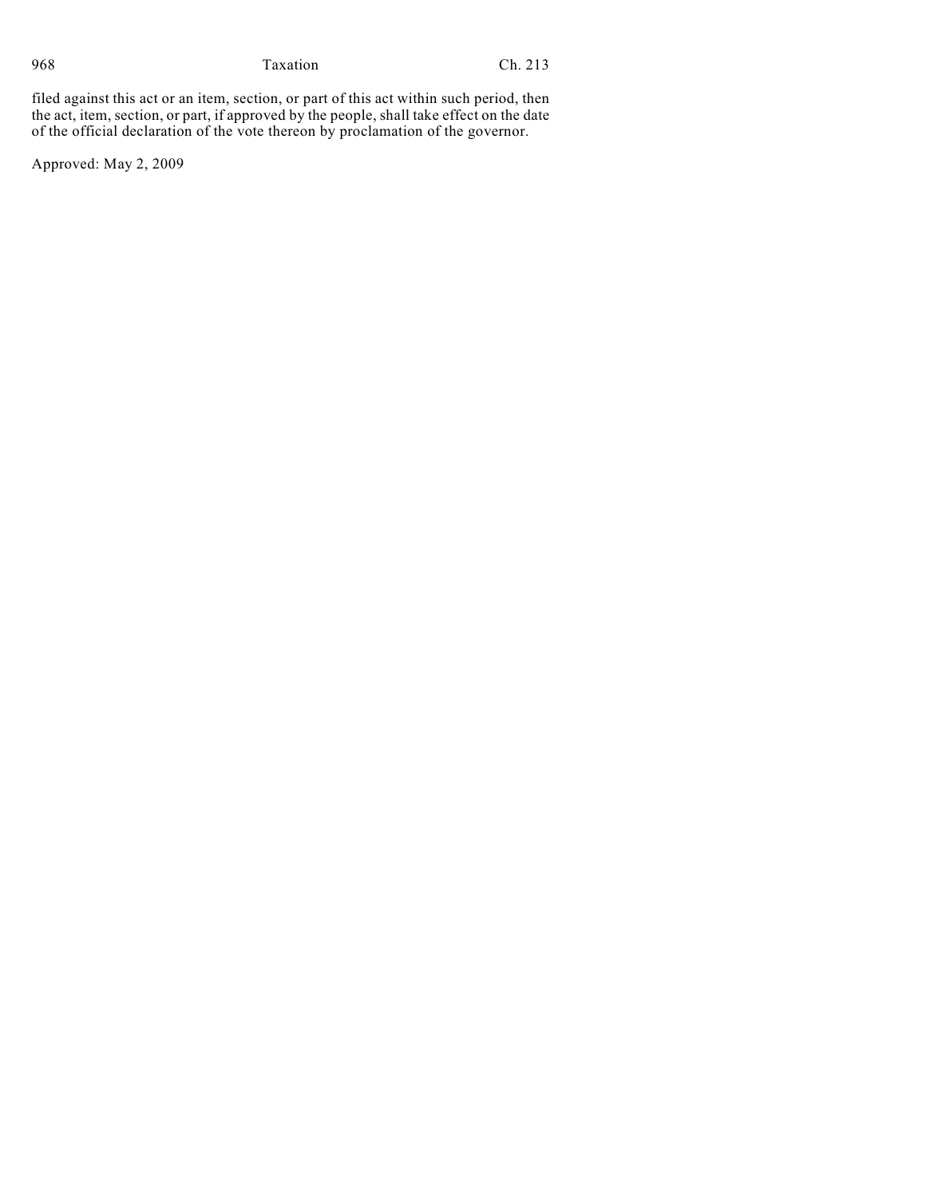filed against this act or an item, section, or part of this act within such period, then the act, item, section, or part, if approved by the people, shall take effect on the date of the official declaration of the vote thereon by proclamation of the governor.

Approved: May 2, 2009